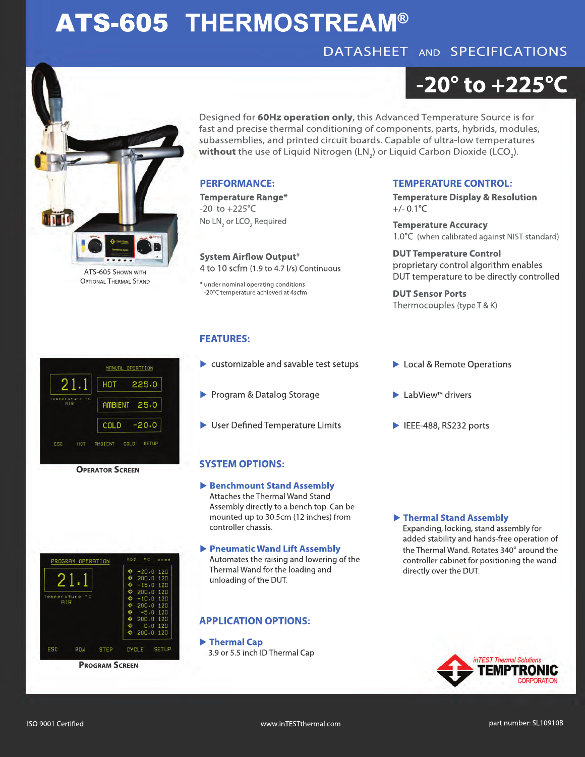# ATS-605 THERMOSTREAM®

## DATASHEET AND SPECIFICATIONS

**-20° to +225°C**

Designed for **60Hz operation only**, this Advanced Temperature Source is for fast and precise thermal conditioning of components, parts, hybrids, modules, subassemblies, and printed circuit boards. Capable of ultra-low temperatures **without** the use of Liquid Nitrogen ($LN_2$) or Liquid Carbon Dioxide ($LCO_2$).

ATS-605 Shown with Optional Thermal Stand

### PERFORMANCE:

**Temperature Range***
-20 to +225°C
No $LN_2$ or $LCO_2$ Required

**System Airflow Output***
4 to 10 scfm (1.9 to 4.7 l/s) Continuous

\* under nominal operating conditions
-20°C temperature achieved at 4scfm

### TEMPERATURE CONTROL:

**Temperature Display & Resolution**
+/- 0.1°C

**Temperature Accuracy**
1.0°C (when calibrated against NIST standard)

**DUT Temperature Control**
proprietary control algorithm enables DUT temperature to be directly controlled

**DUT Sensor Ports**
Thermocouples (type T & K)

### FEATURES:

- customizable and savable test setups
- Program & Datalog Storage
- User Defined Temperature Limits
- Local & Remote Operations
- LabView™ drivers
- IEEE-488, RS232 ports

Operator Screen

### SYSTEM OPTIONS:

- **Benchmount Stand Assembly**
  Attaches the Thermal Wand Stand Assembly directly to a bench top. Can be mounted up to 30.5cm (12 inches) from controller chassis.
- **Pneumatic Wand Lift Assembly**
  Automates the raising and lowering of the Thermal Wand for the loading and unloading of the DUT.
- **Thermal Stand Assembly**
  Expanding, locking, stand assembly for added stability and hands-free operation of the Thermal Wand. Rotates 340° around the controller cabinet for positioning the wand directly over the DUT.

### APPLICATION OPTIONS:

- **Thermal Cap**
  3.9 or 5.5 inch ID Thermal Cap

Program Screen

inTEST Thermal Solutions
TEMPTRONIC CORPORATION

ISO 9001 Certified www.inTESTthermal.com part number: SL10910B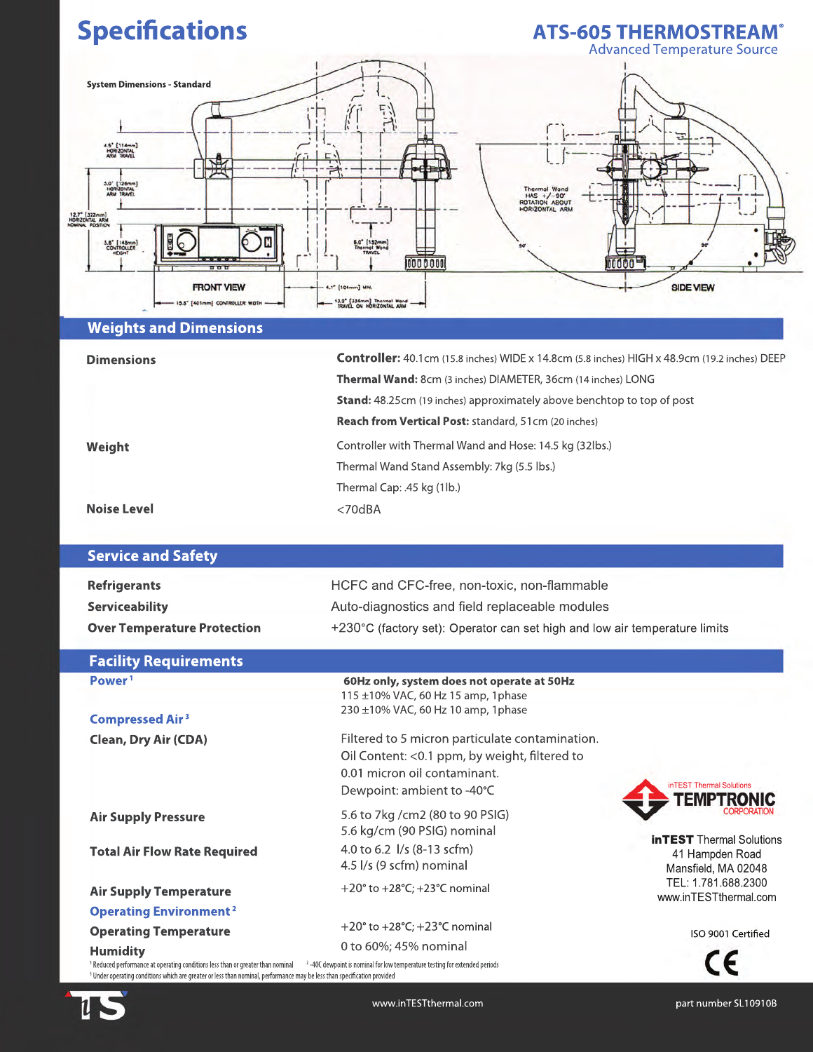# Specifications

## ATS-605 THERMOSTREAM®

Advanced Temperature Source

System Dimensions - Standard

4.5" [114mm] HORIZONTAL ARM TRAVEL

5.0" [126mm] HORIZONTAL ARM TRAVEL

12.7" [322mm] HORIZONTAL ARM NOMINAL POSITION

5.8" [148mm] CONTROLLER HEIGHT

6.0" [152mm] Thermal Wand TRAVEL

FRONT VIEW

15.8" [401mm] CONTROLLER WIDTH

4.1" [104mm] MIN.

13.2" [334mm] Thermal Wand TRAVEL ON HORIZONTAL ARM

Thermal Wand HAS +/-90° ROTATION ABOUT HORIZONTAL ARM

90°

90°

SIDE VIEW

## Weights and Dimensions

| | |
|---|---|
| **Dimensions** | **Controller:** 40.1cm (15.8 inches) WIDE x 14.8cm (5.8 inches) HIGH x 48.9cm (19.2 inches) DEEP |
| | **Thermal Wand:** 8cm (3 inches) DIAMETER, 36cm (14 inches) LONG |
| | **Stand:** 48.25cm (19 inches) approximately above benchtop to top of post |
| | **Reach from Vertical Post:** standard, 51cm (20 inches) |
| **Weight** | Controller with Thermal Wand and Hose: 14.5 kg (32lbs.) |
| | Thermal Wand Stand Assembly: 7kg (5.5 lbs.) |
| | Thermal Cap: .45 kg (1lb.) |
| **Noise Level** | <70dBA |

## Service and Safety

| | |
|---|---|
| **Refrigerants** | HCFC and CFC-free, non-toxic, non-flammable |
| **Serviceability** | Auto-diagnostics and field replaceable modules |
| **Over Temperature Protection** | +230°C (factory set): Operator can set high and low air temperature limits |

## Facility Requirements

| | |
|---|---|
| **Power** [1] | **60Hz only, system does not operate at 50Hz** |
| | 115 ±10% VAC, 60 Hz 15 amp, 1phase |
| | 230 ±10% VAC, 60 Hz 10 amp, 1phase |
| **Compressed Air** [3] | |
| **Clean, Dry Air (CDA)** | Filtered to 5 micron particulate contamination. Oil Content: <0.1 ppm, by weight, filtered to 0.01 micron oil contaminant. Dewpoint: ambient to -40°C |
| **Air Supply Pressure** | 5.6 to 7kg /cm2 (80 to 90 PSIG) |
| | 5.6 kg/cm (90 PSIG) nominal |
| **Total Air Flow Rate Required** | 4.0 to 6.2 l/s (8-13 scfm) |
| | 4.5 l/s (9 scfm) nominal |
| **Air Supply Temperature** | +20° to +28°C; +23°C nominal |
| **Operating Environment** [2] | |
| **Operating Temperature** | +20° to +28°C; +23°C nominal |
| **Humidity** | 0 to 60%; 45% nominal |

[1] Reduced performance at operating conditions less than or greater than nominal [2] -40C dewpoint is nominal for low temperature testing for extended periods
[3] Under operating conditions which are greater or less than nominal, performance may be less than specification provided

inTEST Thermal Solutions
TEMPTRONIC CORPORATION

**inTEST** Thermal Solutions
41 Hampden Road
Mansfield, MA 02048
TEL: 1.781.688.2300
www.inTESTthermal.com

ISO 9001 Certified

CE

www.inTESTthermal.com

part number SL10910B